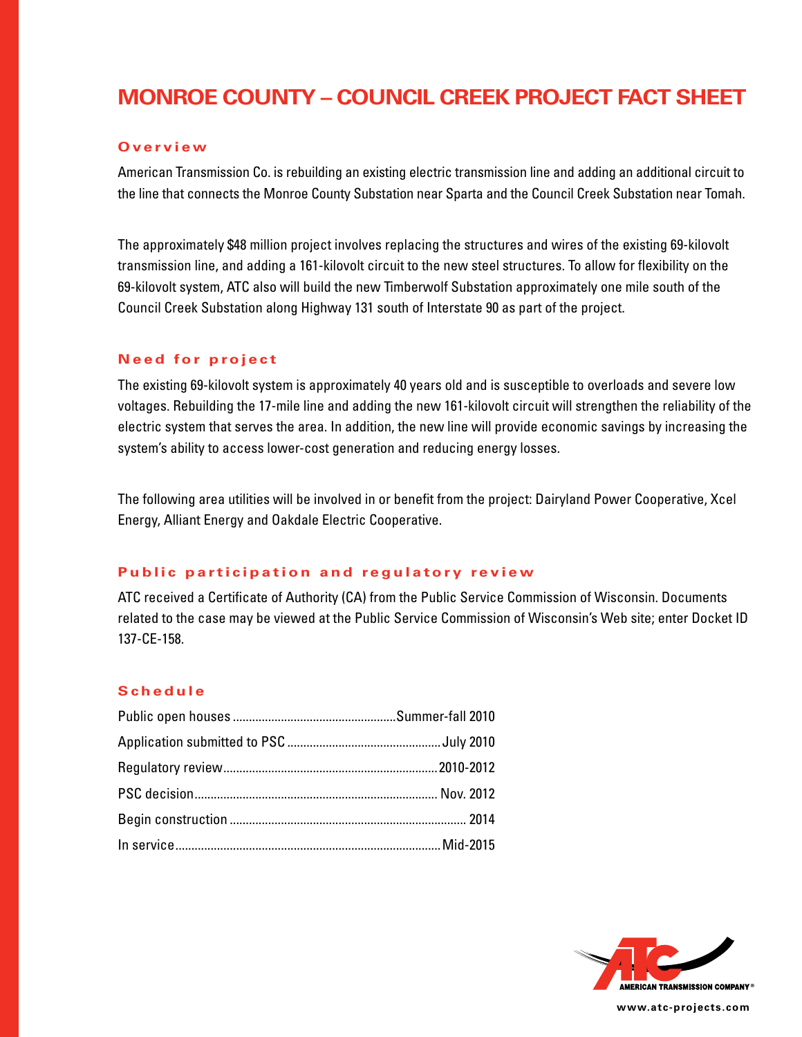# MONROE COUNTY – COUNCIL CREEK PROJECT FACT SHEET

## Overview

American Transmission Co. is rebuilding an existing electric transmission line and adding an additional circuit to the line that connects the Monroe County Substation near Sparta and the Council Creek Substation near Tomah.

The approximately $48 million project involves replacing the structures and wires of the existing 69-kilovolt transmission line, and adding a 161-kilovolt circuit to the new steel structures. To allow for flexibility on the 69-kilovolt system, ATC also will build the new Timberwolf Substation approximately one mile south of the Council Creek Substation along Highway 131 south of Interstate 90 as part of the project.

## Need for project

The existing 69-kilovolt system is approximately 40 years old and is susceptible to overloads and severe low voltages. Rebuilding the 17-mile line and adding the new 161-kilovolt circuit will strengthen the reliability of the electric system that serves the area. In addition, the new line will provide economic savings by increasing the system's ability to access lower-cost generation and reducing energy losses.

The following area utilities will be involved in or benefit from the project: Dairyland Power Cooperative, Xcel Energy, Alliant Energy and Oakdale Electric Cooperative.

## Public participation and regulatory review

ATC received a Certificate of Authority (CA) from the Public Service Commission of Wisconsin. Documents related to the case may be viewed at the Public Service Commission of Wisconsin's Web site; enter Docket ID 137-CE-158.

## Schedule

| | |
|---|---|
| Public open houses | Summer-fall 2010 |
| Application submitted to PSC | July 2010 |
| Regulatory review | 2010-2012 |
| PSC decision | Nov. 2012 |
| Begin construction | 2014 |
| In service | Mid-2015 |

AMERICAN TRANSMISSION COMPANY®

www.atc-projects.com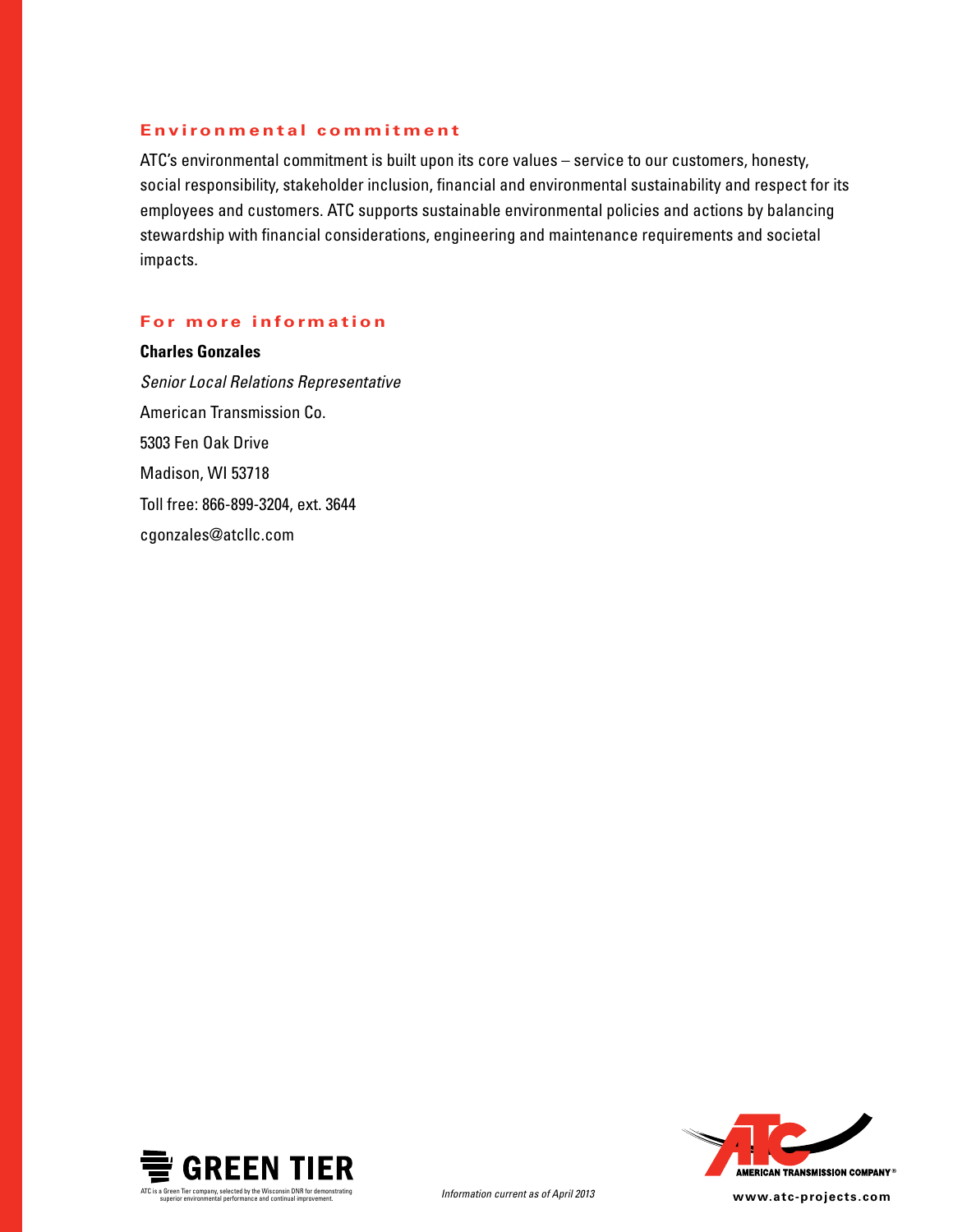## Environmental commitment

ATC's environmental commitment is built upon its core values – service to our customers, honesty, social responsibility, stakeholder inclusion, financial and environmental sustainability and respect for its employees and customers. ATC supports sustainable environmental policies and actions by balancing stewardship with financial considerations, engineering and maintenance requirements and societal impacts.

## For more information

**Charles Gonzales**

*Senior Local Relations Representative*

American Transmission Co.

5303 Fen Oak Drive

Madison, WI 53718

Toll free: 866-899-3204, ext. 3644

cgonzales@atcllc.com

GREEN TIER

ATC is a Green Tier company, selected by the Wisconsin DNR for demonstrating superior environmental performance and continual improvement.

*Information current as of April 2013*

AMERICAN TRANSMISSION COMPANY®

www.atc-projects.com